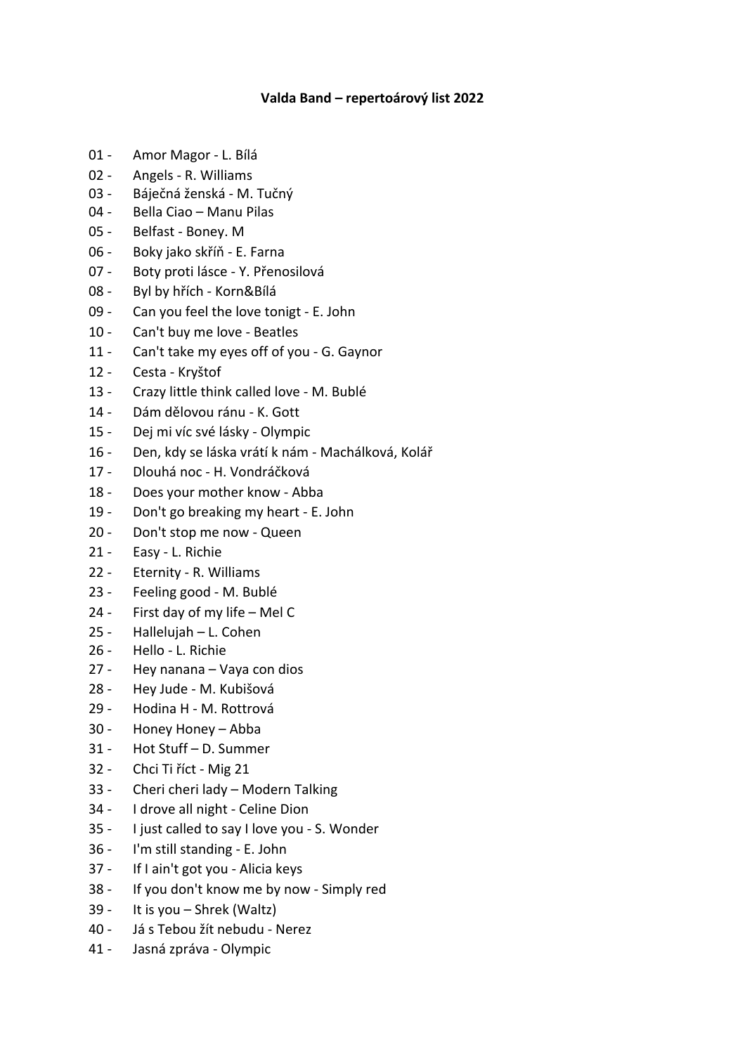**Valda Band – repertoárový list 2022**

01 - Amor Magor - L. Bílá
02 - Angels - R. Williams
03 - Báječná ženská - M. Tučný
04 - Bella Ciao – Manu Pilas
05 - Belfast - Boney. M
06 - Boky jako skříň - E. Farna
07 - Boty proti lásce - Y. Přenosilová
08 - Byl by hřích - Korn&Bílá
09 - Can you feel the love tonigt - E. John
10 - Can't buy me love - Beatles
11 - Can't take my eyes off of you - G. Gaynor
12 - Cesta - Kryštof
13 - Crazy little think called love - M. Bublé
14 - Dám dělovou ránu - K. Gott
15 - Dej mi víc své lásky - Olympic
16 - Den, kdy se láska vrátí k nám - Machálková, Kolář
17 - Dlouhá noc - H. Vondráčková
18 - Does your mother know - Abba
19 - Don't go breaking my heart - E. John
20 - Don't stop me now - Queen
21 - Easy - L. Richie
22 - Eternity - R. Williams
23 - Feeling good - M. Bublé
24 - First day of my life – Mel C
25 - Hallelujah – L. Cohen
26 - Hello - L. Richie
27 - Hey nanana – Vaya con dios
28 - Hey Jude - M. Kubišová
29 - Hodina H - M. Rottrová
30 - Honey Honey – Abba
31 - Hot Stuff – D. Summer
32 - Chci Ti říct - Mig 21
33 - Cheri cheri lady – Modern Talking
34 - I drove all night - Celine Dion
35 - I just called to say I love you - S. Wonder
36 - I'm still standing - E. John
37 - If I ain't got you - Alicia keys
38 - If you don't know me by now - Simply red
39 - It is you – Shrek (Waltz)
40 - Já s Tebou žít nebudu - Nerez
41 - Jasná zpráva - Olympic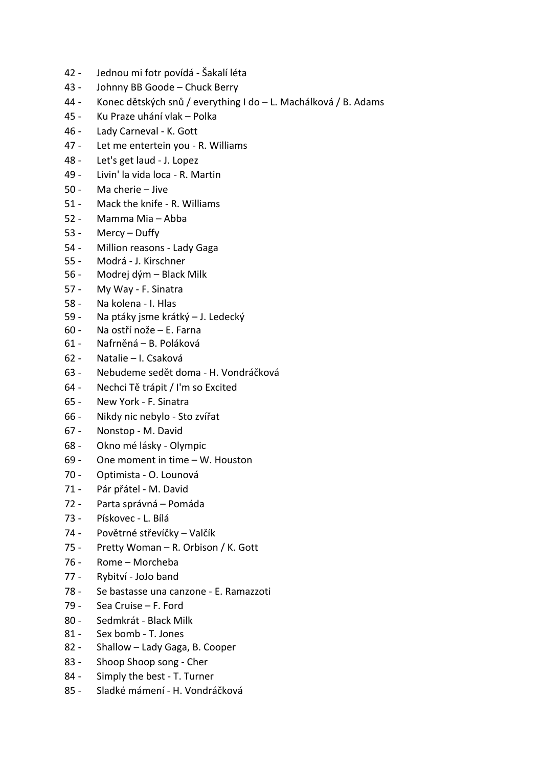42 - Jednou mi fotr povídá - Šakalí léta
43 - Johnny BB Goode – Chuck Berry
44 - Konec dětských snů / everything I do – L. Machálková / B. Adams
45 - Ku Praze uhání vlak – Polka
46 - Lady Carneval - K. Gott
47 - Let me entertein you - R. Williams
48 - Let's get laud - J. Lopez
49 - Livin' la vida loca - R. Martin
50 - Ma cherie – Jive
51 - Mack the knife - R. Williams
52 - Mamma Mia – Abba
53 - Mercy – Duffy
54 - Million reasons - Lady Gaga
55 - Modrá - J. Kirschner
56 - Modrej dým – Black Milk
57 - My Way - F. Sinatra
58 - Na kolena - I. Hlas
59 - Na ptáky jsme krátký – J. Ledecký
60 - Na ostří nože – E. Farna
61 - Nafrněná – B. Poláková
62 - Natalie – I. Csaková
63 - Nebudeme sedět doma - H. Vondráčková
64 - Nechci Tě trápit / I'm so Excited
65 - New York - F. Sinatra
66 - Nikdy nic nebylo - Sto zvířat
67 - Nonstop - M. David
68 - Okno mé lásky - Olympic
69 - One moment in time – W. Houston
70 - Optimista - O. Lounová
71 - Pár přátel - M. David
72 - Parta správná – Pomáda
73 - Pískovec - L. Bílá
74 - Povětrné střevíčky – Valčík
75 - Pretty Woman – R. Orbison / K. Gott
76 - Rome – Morcheba
77 - Rybitví - JoJo band
78 - Se bastasse una canzone - E. Ramazzoti
79 - Sea Cruise – F. Ford
80 - Sedmkrát - Black Milk
81 - Sex bomb - T. Jones
82 - Shallow – Lady Gaga, B. Cooper
83 - Shoop Shoop song - Cher
84 - Simply the best - T. Turner
85 - Sladké mámení - H. Vondráčková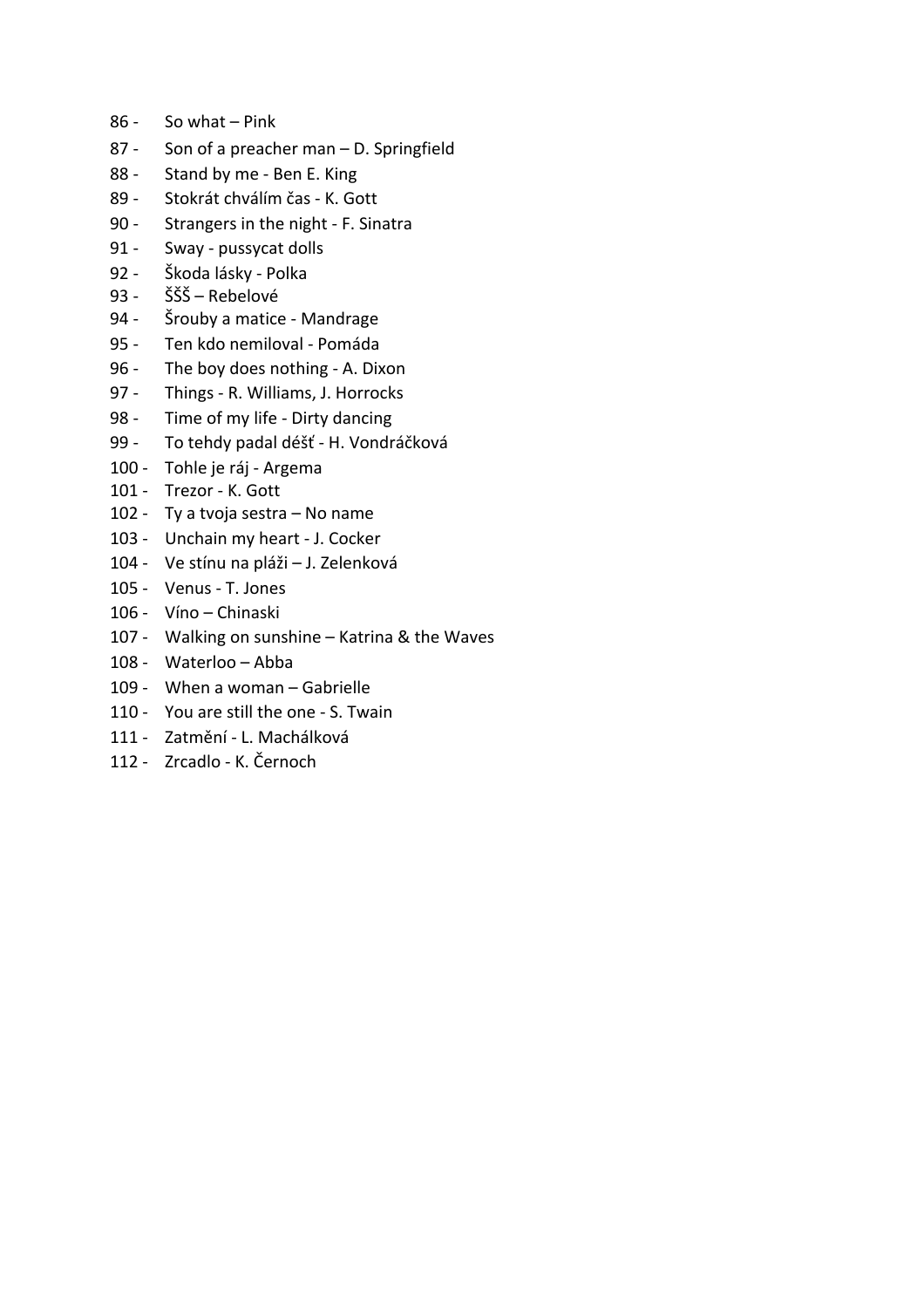86 - So what – Pink

87 - Son of a preacher man – D. Springfield

88 - Stand by me - Ben E. King

89 - Stokrát chválím čas - K. Gott

90 - Strangers in the night - F. Sinatra

91 - Sway - pussycat dolls

92 - Škoda lásky - Polka

93 - ŠŠŠ – Rebelové

94 - Šrouby a matice - Mandrage

95 - Ten kdo nemiloval - Pomáda

96 - The boy does nothing - A. Dixon

97 - Things - R. Williams, J. Horrocks

98 - Time of my life - Dirty dancing

99 - To tehdy padal déšť - H. Vondráčková

100 - Tohle je ráj - Argema

101 - Trezor - K. Gott

102 - Ty a tvoja sestra – No name

103 - Unchain my heart - J. Cocker

104 - Ve stínu na pláži – J. Zelenková

105 - Venus - T. Jones

106 - Víno – Chinaski

107 - Walking on sunshine – Katrina & the Waves

108 - Waterloo – Abba

109 - When a woman – Gabrielle

110 - You are still the one - S. Twain

111 - Zatmění - L. Machálková

112 - Zrcadlo - K. Černoch